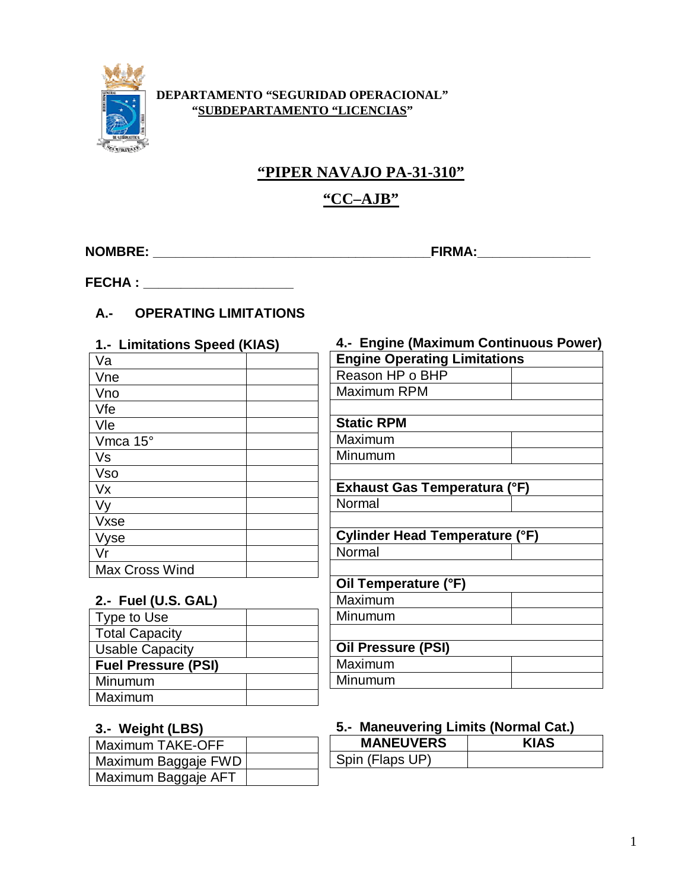**DEPARTAMENTO "SEGURIDAD OPERACIONAL"**
**"SUBDEPARTAMENTO "LICENCIAS"**

# "PIPER NAVAJO PA-31-310"

# "CC–AJB"

**NOMBRE:** ______________________________________**FIRMA:**_______________

**FECHA :** ____________________

## A.- OPERATING LIMITATIONS

### 1.- Limitations Speed (KIAS)

| | |
|---|---|
| Va | |
| Vne | |
| Vno | |
| Vfe | |
| Vle | |
| Vmca 15° | |
| Vs | |
| Vso | |
| Vx | |
| Vy | |
| Vxse | |
| Vyse | |
| Vr | |
| Max Cross Wind | |

### 2.- Fuel (U.S. GAL)

| | |
|---|---|
| Type to Use | |
| Total Capacity | |
| Usable Capacity | |
| **Fuel Pressure (PSI)** | |
| Minumum | |
| Maximum | |

### 3.- Weight (LBS)

| | |
|---|---|
| Maximum TAKE-OFF | |
| Maximum Baggaje FWD | |
| Maximum Baggaje AFT | |

### 4.- Engine (Maximum Continuous Power)

| **Engine Operating Limitations** | |
|---|---|
| Reason HP o BHP | |
| Maximum RPM | |
| | |
| **Static RPM** | |
| Maximum | |
| Minumum | |
| | |
| **Exhaust Gas Temperatura (°F)** | |
| Normal | |
| | |
| **Cylinder Head Temperature (°F)** | |
| Normal | |
| | |
| **Oil Temperature (°F)** | |
| Maximum | |
| Minumum | |
| | |
| **Oil Pressure (PSI)** | |
| Maximum | |
| Minumum | |

### 5.- Maneuvering Limits (Normal Cat.)

| MANEUVERS | KIAS |
|---|---|
| Spin (Flaps UP) | |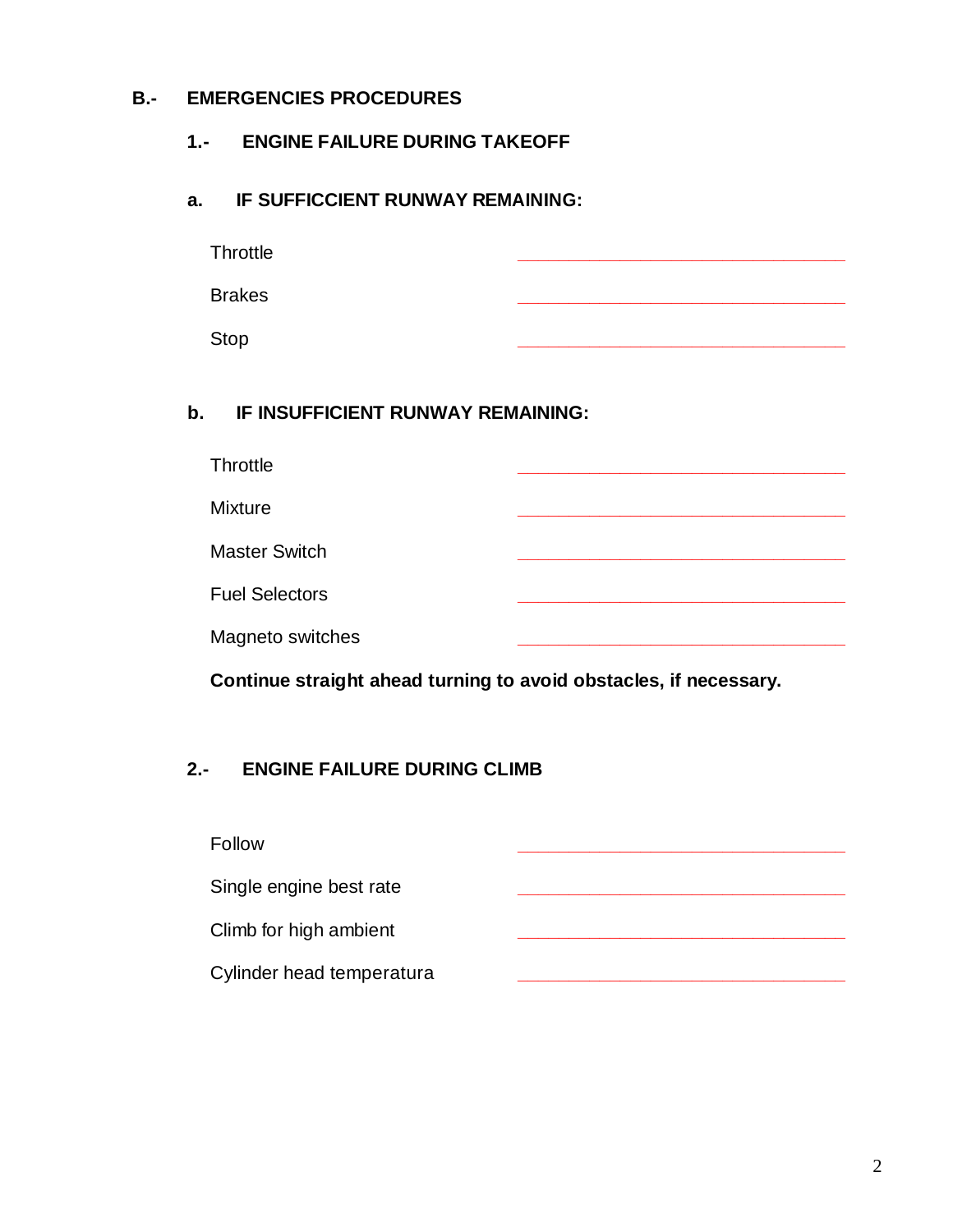## B.- EMERGENCIES PROCEDURES

### 1.- ENGINE FAILURE DURING TAKEOFF

#### a. IF SUFFICCIENT RUNWAY REMAINING:

Throttle ______________________________

Brakes ______________________________

Stop ______________________________

#### b. IF INSUFFICIENT RUNWAY REMAINING:

Throttle ______________________________

Mixture ______________________________

Master Switch ______________________________

Fuel Selectors ______________________________

Magneto switches ______________________________

**Continue straight ahead turning to avoid obstacles, if necessary.**

### 2.- ENGINE FAILURE DURING CLIMB

Follow ______________________________

Single engine best rate ______________________________

Climb for high ambient ______________________________

Cylinder head temperatura ______________________________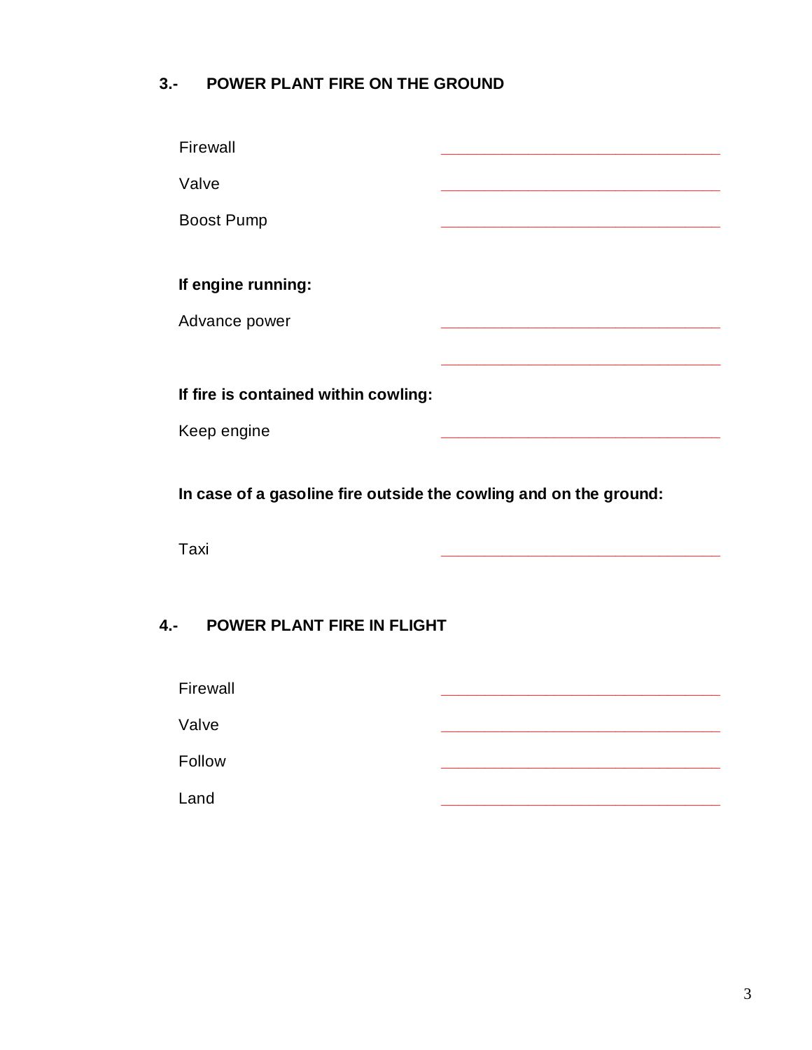## 3.- POWER PLANT FIRE ON THE GROUND

Firewall ______________________________

Valve ______________________________

Boost Pump ______________________________

**If engine running:**

Advance power ______________________________

______________________________

**If fire is contained within cowling:**

Keep engine ______________________________

**In case of a gasoline fire outside the cowling and on the ground:**

Taxi ______________________________

## 4.- POWER PLANT FIRE IN FLIGHT

Firewall ______________________________

Valve ______________________________

Follow ______________________________

Land ______________________________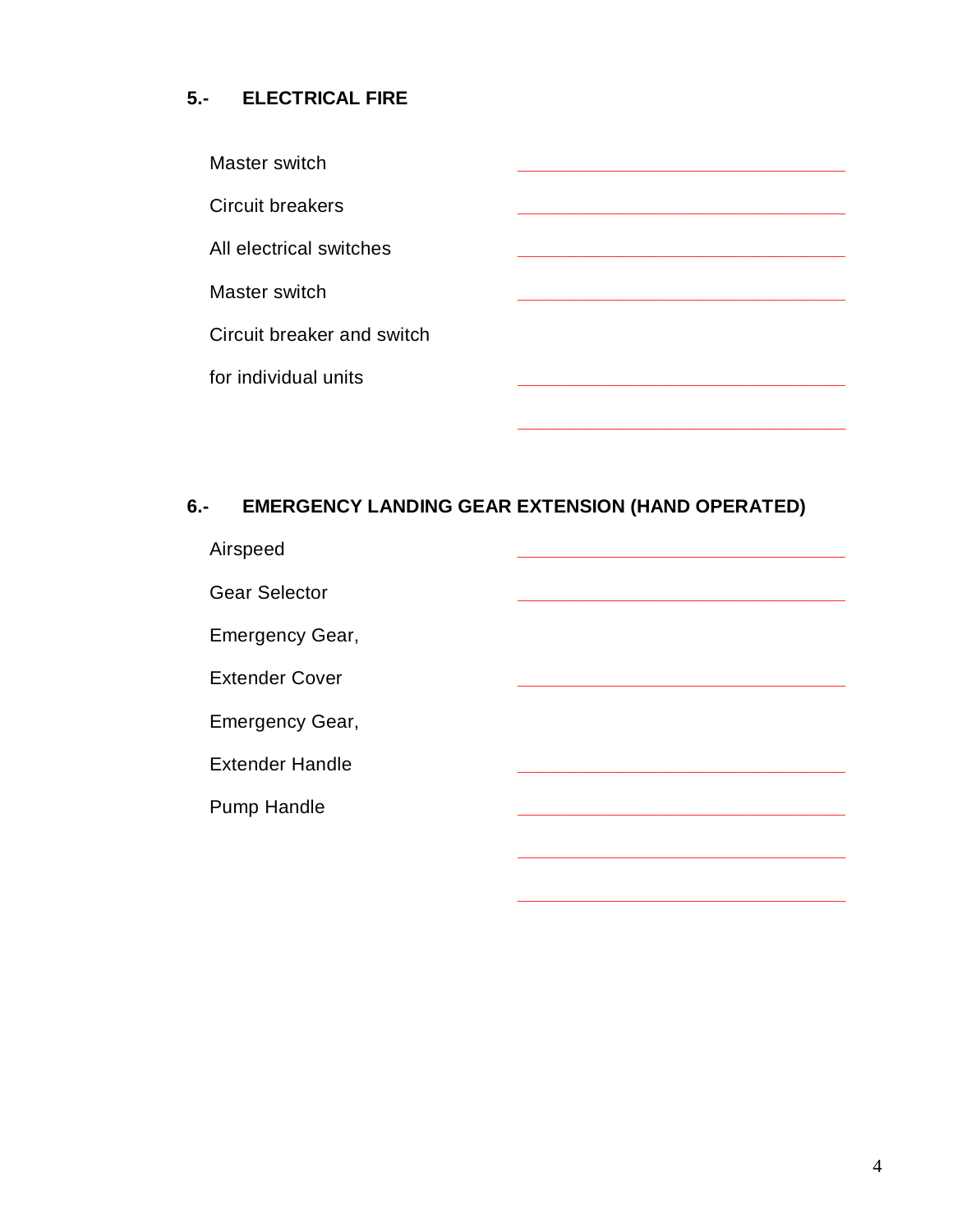## 5.- ELECTRICAL FIRE

Master switch ________________________________

Circuit breakers ________________________________

All electrical switches ________________________________

Master switch ________________________________

Circuit breaker and switch

for individual units ________________________________

________________________________

## 6.- EMERGENCY LANDING GEAR EXTENSION (HAND OPERATED)

Airspeed ________________________________

Gear Selector ________________________________

Emergency Gear,

Extender Cover ________________________________

Emergency Gear,

Extender Handle ________________________________

Pump Handle ________________________________

________________________________

________________________________